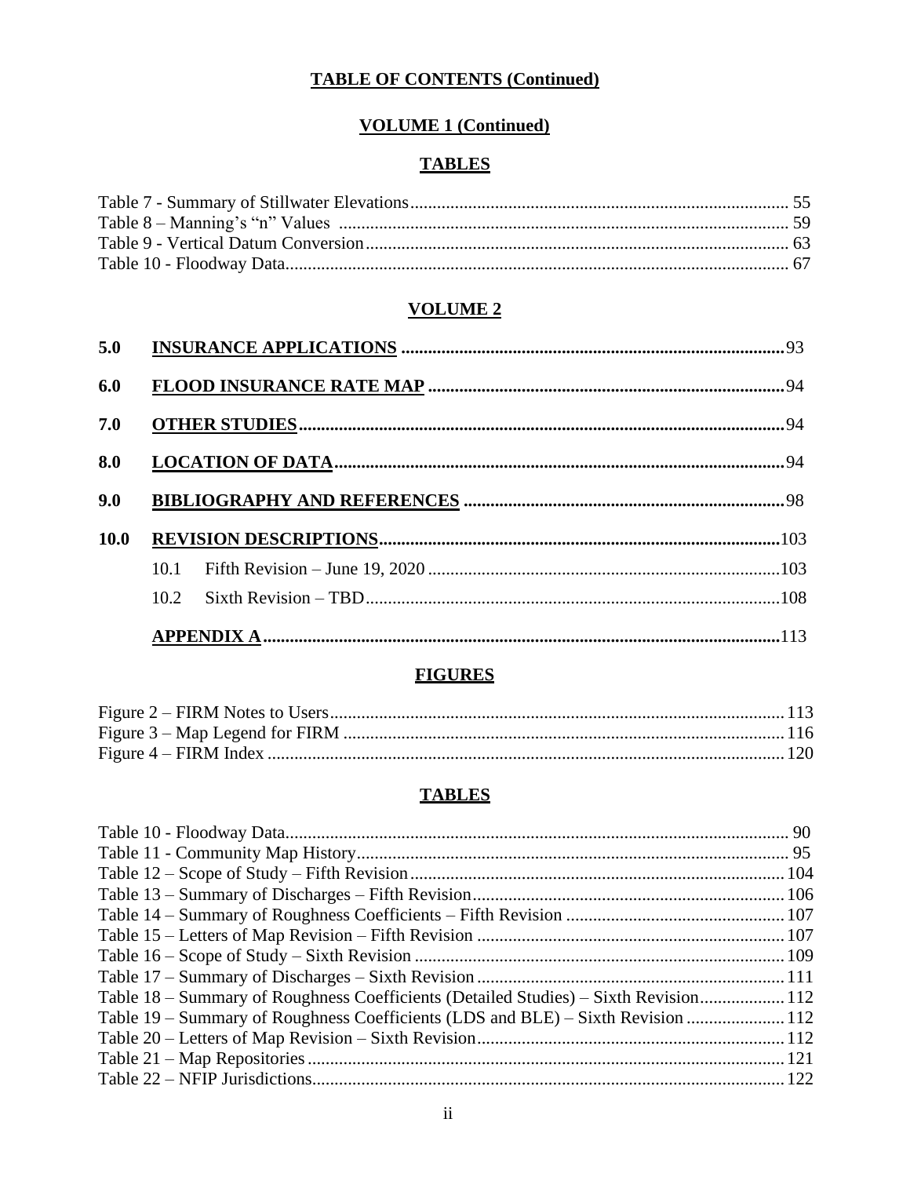**TABLE OF CONTENTS (Continued)**

**VOLUME 1 (Continued)**

**TABLES**

Table 7 - Summary of Stillwater Elevations .......... 55
Table 8 – Manning's "n" Values .......... 59
Table 9 - Vertical Datum Conversion .......... 63
Table 10 - Floodway Data .......... 67

**VOLUME 2**

**5.0 INSURANCE APPLICATIONS** .......... 93

**6.0 FLOOD INSURANCE RATE MAP** .......... 94

**7.0 OTHER STUDIES** .......... 94

**8.0 LOCATION OF DATA** .......... 94

**9.0 BIBLIOGRAPHY AND REFERENCES** .......... 98

**10.0 REVISION DESCRIPTIONS** .......... 103

10.1 Fifth Revision – June 19, 2020 .......... 103
10.2 Sixth Revision – TBD .......... 108

**APPENDIX A** .......... 113

**FIGURES**

Figure 2 – FIRM Notes to Users .......... 113
Figure 3 – Map Legend for FIRM .......... 116
Figure 4 – FIRM Index .......... 120

**TABLES**

Table 10 - Floodway Data .......... 90
Table 11 - Community Map History .......... 95
Table 12 – Scope of Study – Fifth Revision .......... 104
Table 13 – Summary of Discharges – Fifth Revision .......... 106
Table 14 – Summary of Roughness Coefficients – Fifth Revision .......... 107
Table 15 – Letters of Map Revision – Fifth Revision .......... 107
Table 16 – Scope of Study – Sixth Revision .......... 109
Table 17 – Summary of Discharges – Sixth Revision .......... 111
Table 18 – Summary of Roughness Coefficients (Detailed Studies) – Sixth Revision .......... 112
Table 19 – Summary of Roughness Coefficients (LDS and BLE) – Sixth Revision .......... 112
Table 20 – Letters of Map Revision – Sixth Revision .......... 112
Table 21 – Map Repositories .......... 121
Table 22 – NFIP Jurisdictions .......... 122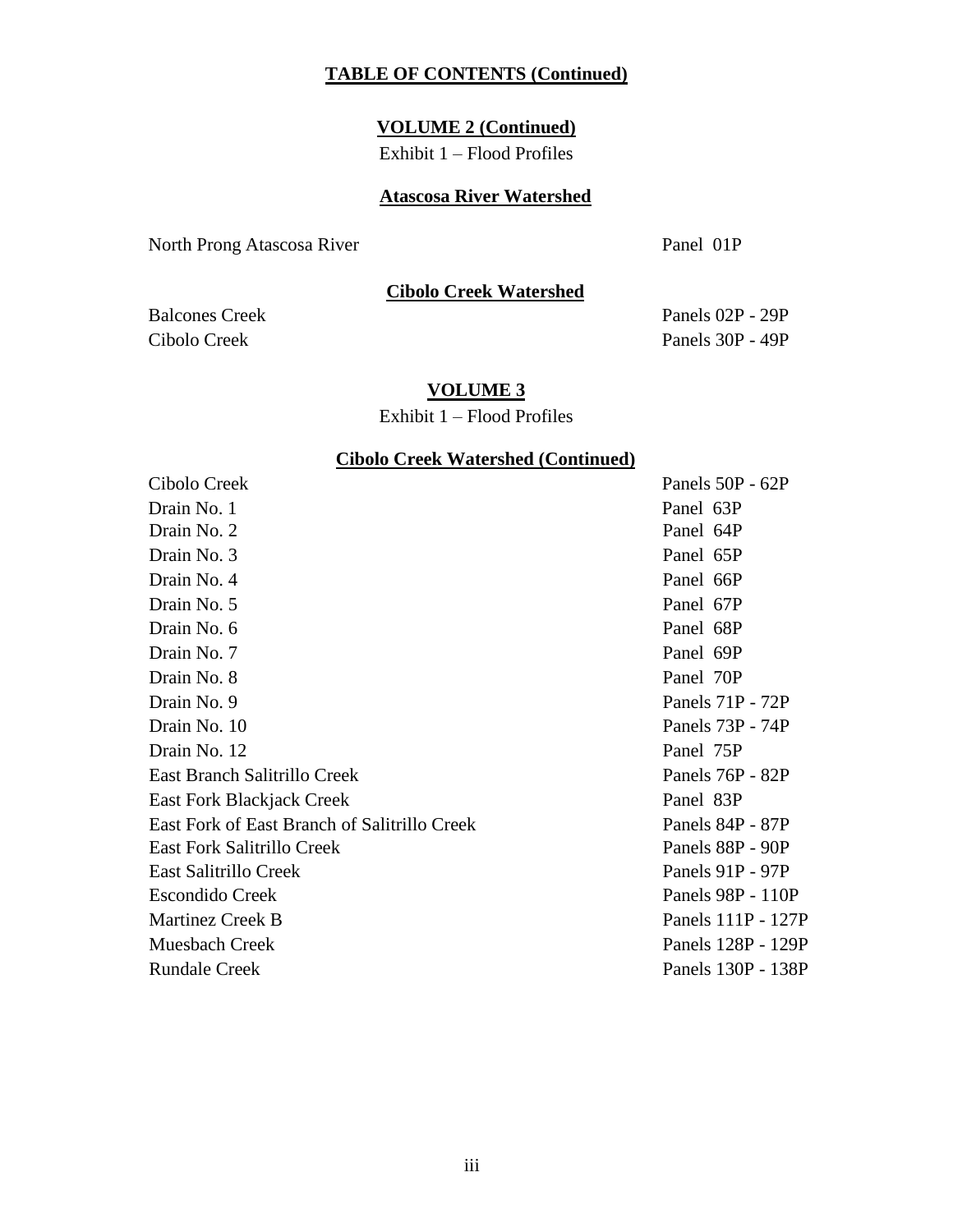## TABLE OF CONTENTS (Continued)

### VOLUME 2 (Continued)

Exhibit 1 – Flood Profiles

#### Atascosa River Watershed

| | |
|---|---|
| North Prong Atascosa River | Panel 01P |

#### Cibolo Creek Watershed

| | |
|---|---|
| Balcones Creek | Panels 02P - 29P |
| Cibolo Creek | Panels 30P - 49P |

### VOLUME 3

Exhibit 1 – Flood Profiles

#### Cibolo Creek Watershed (Continued)

| | |
|---|---|
| Cibolo Creek | Panels 50P - 62P |
| Drain No. 1 | Panel 63P |
| Drain No. 2 | Panel 64P |
| Drain No. 3 | Panel 65P |
| Drain No. 4 | Panel 66P |
| Drain No. 5 | Panel 67P |
| Drain No. 6 | Panel 68P |
| Drain No. 7 | Panel 69P |
| Drain No. 8 | Panel 70P |
| Drain No. 9 | Panels 71P - 72P |
| Drain No. 10 | Panels 73P - 74P |
| Drain No. 12 | Panel 75P |
| East Branch Salitrillo Creek | Panels 76P - 82P |
| East Fork Blackjack Creek | Panel 83P |
| East Fork of East Branch of Salitrillo Creek | Panels 84P - 87P |
| East Fork Salitrillo Creek | Panels 88P - 90P |
| East Salitrillo Creek | Panels 91P - 97P |
| Escondido Creek | Panels 98P - 110P |
| Martinez Creek B | Panels 111P - 127P |
| Muesbach Creek | Panels 128P - 129P |
| Rundale Creek | Panels 130P - 138P |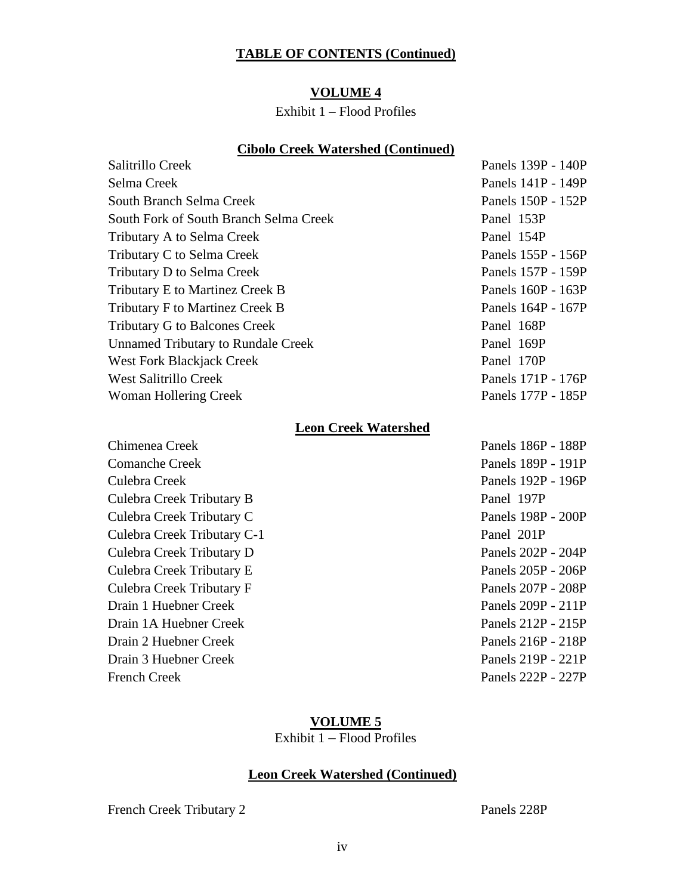## TABLE OF CONTENTS (Continued)

### VOLUME 4

Exhibit 1 – Flood Profiles

#### Cibolo Creek Watershed (Continued)

| | |
|---|---|
| Salitrillo Creek | Panels 139P - 140P |
| Selma Creek | Panels 141P - 149P |
| South Branch Selma Creek | Panels 150P - 152P |
| South Fork of South Branch Selma Creek | Panel 153P |
| Tributary A to Selma Creek | Panel 154P |
| Tributary C to Selma Creek | Panels 155P - 156P |
| Tributary D to Selma Creek | Panels 157P - 159P |
| Tributary E to Martinez Creek B | Panels 160P - 163P |
| Tributary F to Martinez Creek B | Panels 164P - 167P |
| Tributary G to Balcones Creek | Panel 168P |
| Unnamed Tributary to Rundale Creek | Panel 169P |
| West Fork Blackjack Creek | Panel 170P |
| West Salitrillo Creek | Panels 171P - 176P |
| Woman Hollering Creek | Panels 177P - 185P |

#### Leon Creek Watershed

| | |
|---|---|
| Chimenea Creek | Panels 186P - 188P |
| Comanche Creek | Panels 189P - 191P |
| Culebra Creek | Panels 192P - 196P |
| Culebra Creek Tributary B | Panel 197P |
| Culebra Creek Tributary C | Panels 198P - 200P |
| Culebra Creek Tributary C-1 | Panel 201P |
| Culebra Creek Tributary D | Panels 202P - 204P |
| Culebra Creek Tributary E | Panels 205P - 206P |
| Culebra Creek Tributary F | Panels 207P - 208P |
| Drain 1 Huebner Creek | Panels 209P - 211P |
| Drain 1A Huebner Creek | Panels 212P - 215P |
| Drain 2 Huebner Creek | Panels 216P - 218P |
| Drain 3 Huebner Creek | Panels 219P - 221P |
| French Creek | Panels 222P - 227P |

### VOLUME 5

Exhibit 1 – Flood Profiles

#### Leon Creek Watershed (Continued)

| | |
|---|---|
| French Creek Tributary 2 | Panels 228P |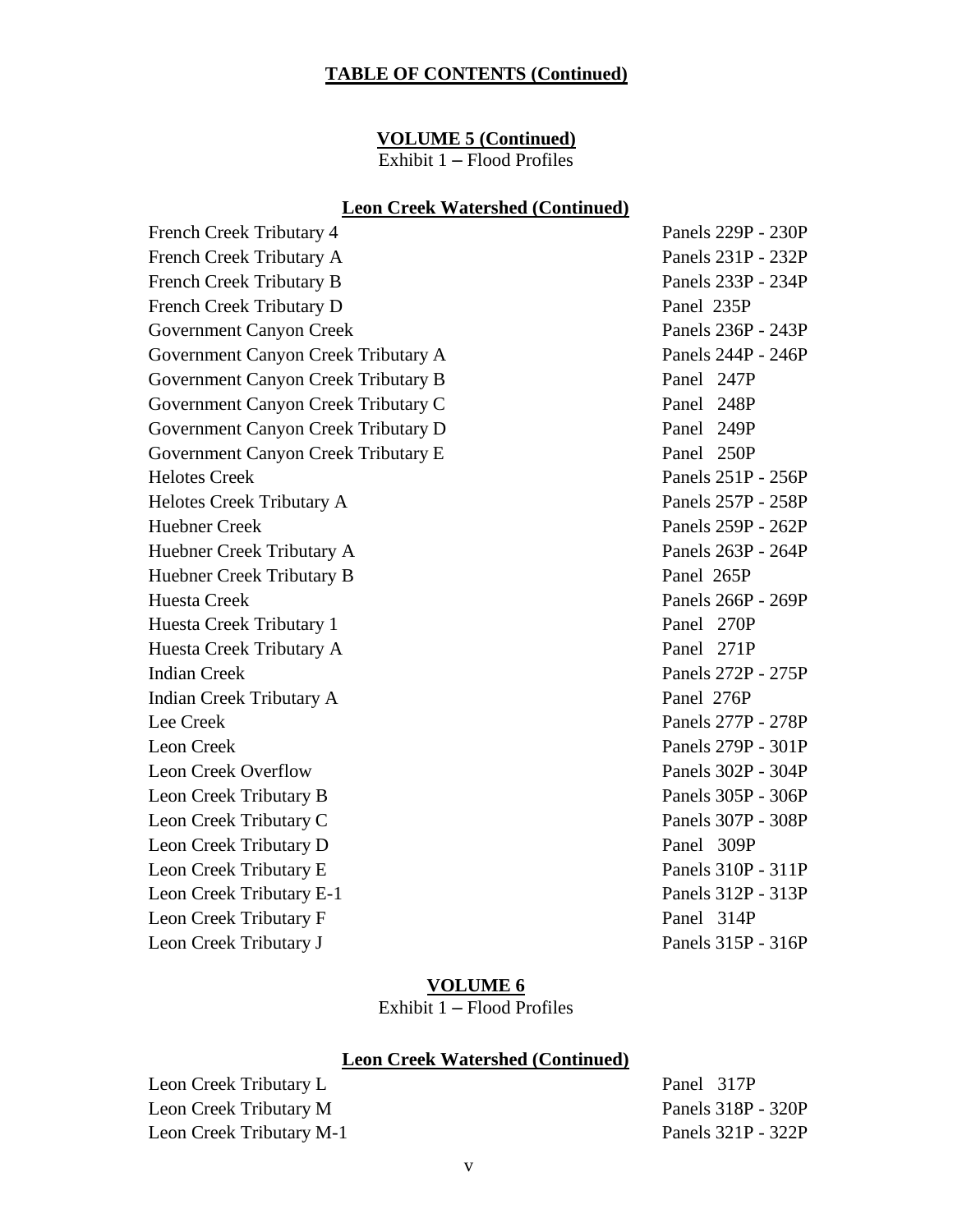## TABLE OF CONTENTS (Continued)

### VOLUME 5 (Continued)

Exhibit 1 – Flood Profiles

#### Leon Creek Watershed (Continued)

| | |
|---|---|
| French Creek Tributary 4 | Panels 229P - 230P |
| French Creek Tributary A | Panels 231P - 232P |
| French Creek Tributary B | Panels 233P - 234P |
| French Creek Tributary D | Panel 235P |
| Government Canyon Creek | Panels 236P - 243P |
| Government Canyon Creek Tributary A | Panels 244P - 246P |
| Government Canyon Creek Tributary B | Panel 247P |
| Government Canyon Creek Tributary C | Panel 248P |
| Government Canyon Creek Tributary D | Panel 249P |
| Government Canyon Creek Tributary E | Panel 250P |
| Helotes Creek | Panels 251P - 256P |
| Helotes Creek Tributary A | Panels 257P - 258P |
| Huebner Creek | Panels 259P - 262P |
| Huebner Creek Tributary A | Panels 263P - 264P |
| Huebner Creek Tributary B | Panel 265P |
| Huesta Creek | Panels 266P - 269P |
| Huesta Creek Tributary 1 | Panel 270P |
| Huesta Creek Tributary A | Panel 271P |
| Indian Creek | Panels 272P - 275P |
| Indian Creek Tributary A | Panel 276P |
| Lee Creek | Panels 277P - 278P |
| Leon Creek | Panels 279P - 301P |
| Leon Creek Overflow | Panels 302P - 304P |
| Leon Creek Tributary B | Panels 305P - 306P |
| Leon Creek Tributary C | Panels 307P - 308P |
| Leon Creek Tributary D | Panel 309P |
| Leon Creek Tributary E | Panels 310P - 311P |
| Leon Creek Tributary E-1 | Panels 312P - 313P |
| Leon Creek Tributary F | Panel 314P |
| Leon Creek Tributary J | Panels 315P - 316P |

### VOLUME 6

Exhibit 1 – Flood Profiles

#### Leon Creek Watershed (Continued)

| | |
|---|---|
| Leon Creek Tributary L | Panel 317P |
| Leon Creek Tributary M | Panels 318P - 320P |
| Leon Creek Tributary M-1 | Panels 321P - 322P |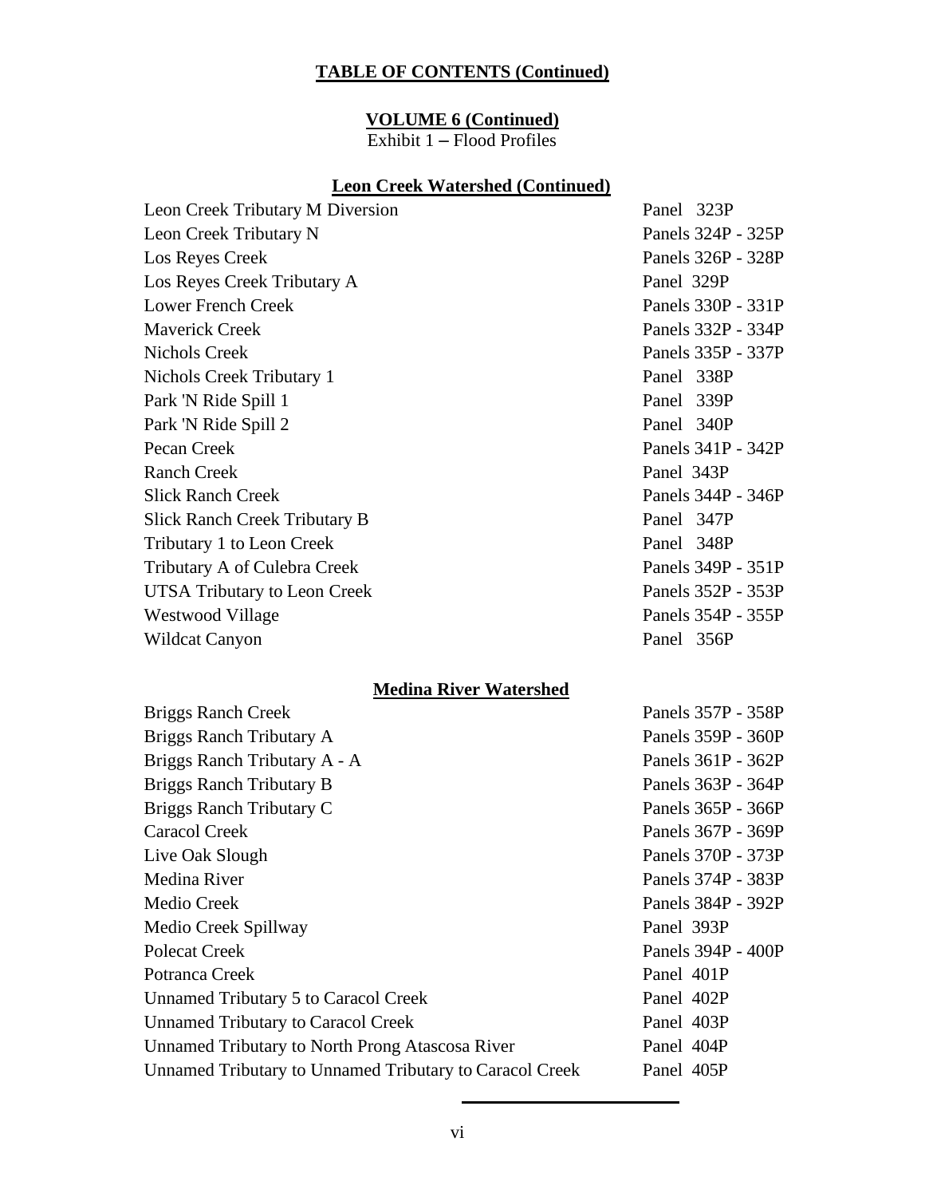## TABLE OF CONTENTS (Continued)

### VOLUME 6 (Continued)

Exhibit 1 – Flood Profiles

#### Leon Creek Watershed (Continued)

| | |
|---|---|
| Leon Creek Tributary M Diversion | Panel 323P |
| Leon Creek Tributary N | Panels 324P - 325P |
| Los Reyes Creek | Panels 326P - 328P |
| Los Reyes Creek Tributary A | Panel 329P |
| Lower French Creek | Panels 330P - 331P |
| Maverick Creek | Panels 332P - 334P |
| Nichols Creek | Panels 335P - 337P |
| Nichols Creek Tributary 1 | Panel 338P |
| Park 'N Ride Spill 1 | Panel 339P |
| Park 'N Ride Spill 2 | Panel 340P |
| Pecan Creek | Panels 341P - 342P |
| Ranch Creek | Panel 343P |
| Slick Ranch Creek | Panels 344P - 346P |
| Slick Ranch Creek Tributary B | Panel 347P |
| Tributary 1 to Leon Creek | Panel 348P |
| Tributary A of Culebra Creek | Panels 349P - 351P |
| UTSA Tributary to Leon Creek | Panels 352P - 353P |
| Westwood Village | Panels 354P - 355P |
| Wildcat Canyon | Panel 356P |

#### Medina River Watershed

| | |
|---|---|
| Briggs Ranch Creek | Panels 357P - 358P |
| Briggs Ranch Tributary A | Panels 359P - 360P |
| Briggs Ranch Tributary A - A | Panels 361P - 362P |
| Briggs Ranch Tributary B | Panels 363P - 364P |
| Briggs Ranch Tributary C | Panels 365P - 366P |
| Caracol Creek | Panels 367P - 369P |
| Live Oak Slough | Panels 370P - 373P |
| Medina River | Panels 374P - 383P |
| Medio Creek | Panels 384P - 392P |
| Medio Creek Spillway | Panel 393P |
| Polecat Creek | Panels 394P - 400P |
| Potranca Creek | Panel 401P |
| Unnamed Tributary 5 to Caracol Creek | Panel 402P |
| Unnamed Tributary to Caracol Creek | Panel 403P |
| Unnamed Tributary to North Prong Atascosa River | Panel 404P |
| Unnamed Tributary to Unnamed Tributary to Caracol Creek | Panel 405P |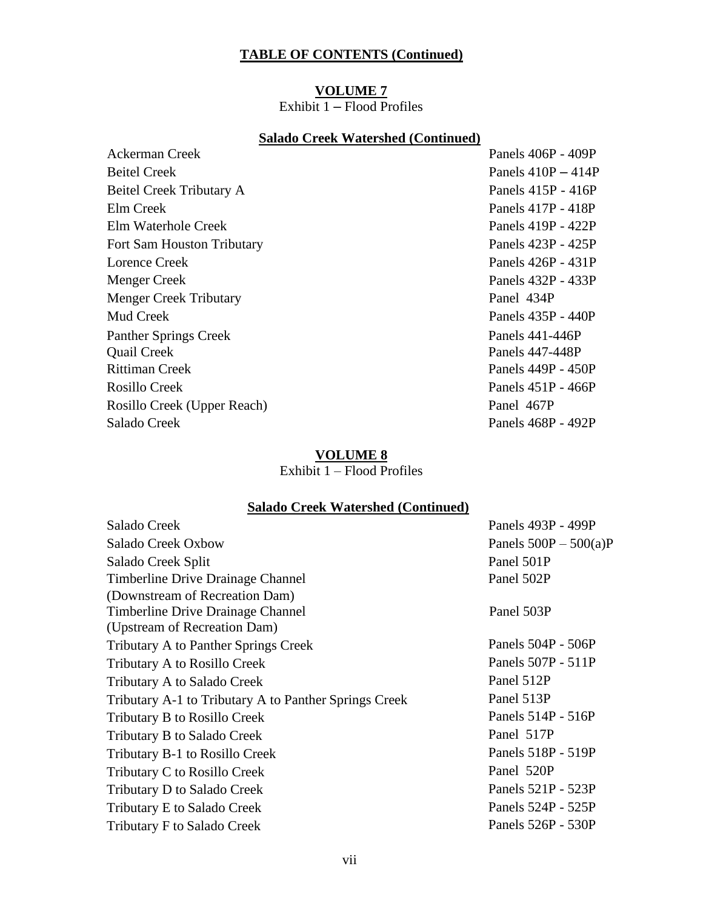# TABLE OF CONTENTS (Continued)

## VOLUME 7

Exhibit 1 – Flood Profiles

### Salado Creek Watershed (Continued)

| | |
|---|---|
| Ackerman Creek | Panels 406P - 409P |
| Beitel Creek | Panels 410P – 414P |
| Beitel Creek Tributary A | Panels 415P - 416P |
| Elm Creek | Panels 417P - 418P |
| Elm Waterhole Creek | Panels 419P - 422P |
| Fort Sam Houston Tributary | Panels 423P - 425P |
| Lorence Creek | Panels 426P - 431P |
| Menger Creek | Panels 432P - 433P |
| Menger Creek Tributary | Panel 434P |
| Mud Creek | Panels 435P - 440P |
| Panther Springs Creek | Panels 441-446P |
| Quail Creek | Panels 447-448P |
| Rittiman Creek | Panels 449P - 450P |
| Rosillo Creek | Panels 451P - 466P |
| Rosillo Creek (Upper Reach) | Panel 467P |
| Salado Creek | Panels 468P - 492P |

## VOLUME 8

Exhibit 1 – Flood Profiles

### Salado Creek Watershed (Continued)

| | |
|---|---|
| Salado Creek | Panels 493P - 499P |
| Salado Creek Oxbow | Panels 500P – 500(a)P |
| Salado Creek Split | Panel 501P |
| Timberline Drive Drainage Channel (Downstream of Recreation Dam) | Panel 502P |
| Timberline Drive Drainage Channel (Upstream of Recreation Dam) | Panel 503P |
| Tributary A to Panther Springs Creek | Panels 504P - 506P |
| Tributary A to Rosillo Creek | Panels 507P - 511P |
| Tributary A to Salado Creek | Panel 512P |
| Tributary A-1 to Tributary A to Panther Springs Creek | Panel 513P |
| Tributary B to Rosillo Creek | Panels 514P - 516P |
| Tributary B to Salado Creek | Panel 517P |
| Tributary B-1 to Rosillo Creek | Panels 518P - 519P |
| Tributary C to Rosillo Creek | Panel 520P |
| Tributary D to Salado Creek | Panels 521P - 523P |
| Tributary E to Salado Creek | Panels 524P - 525P |
| Tributary F to Salado Creek | Panels 526P - 530P |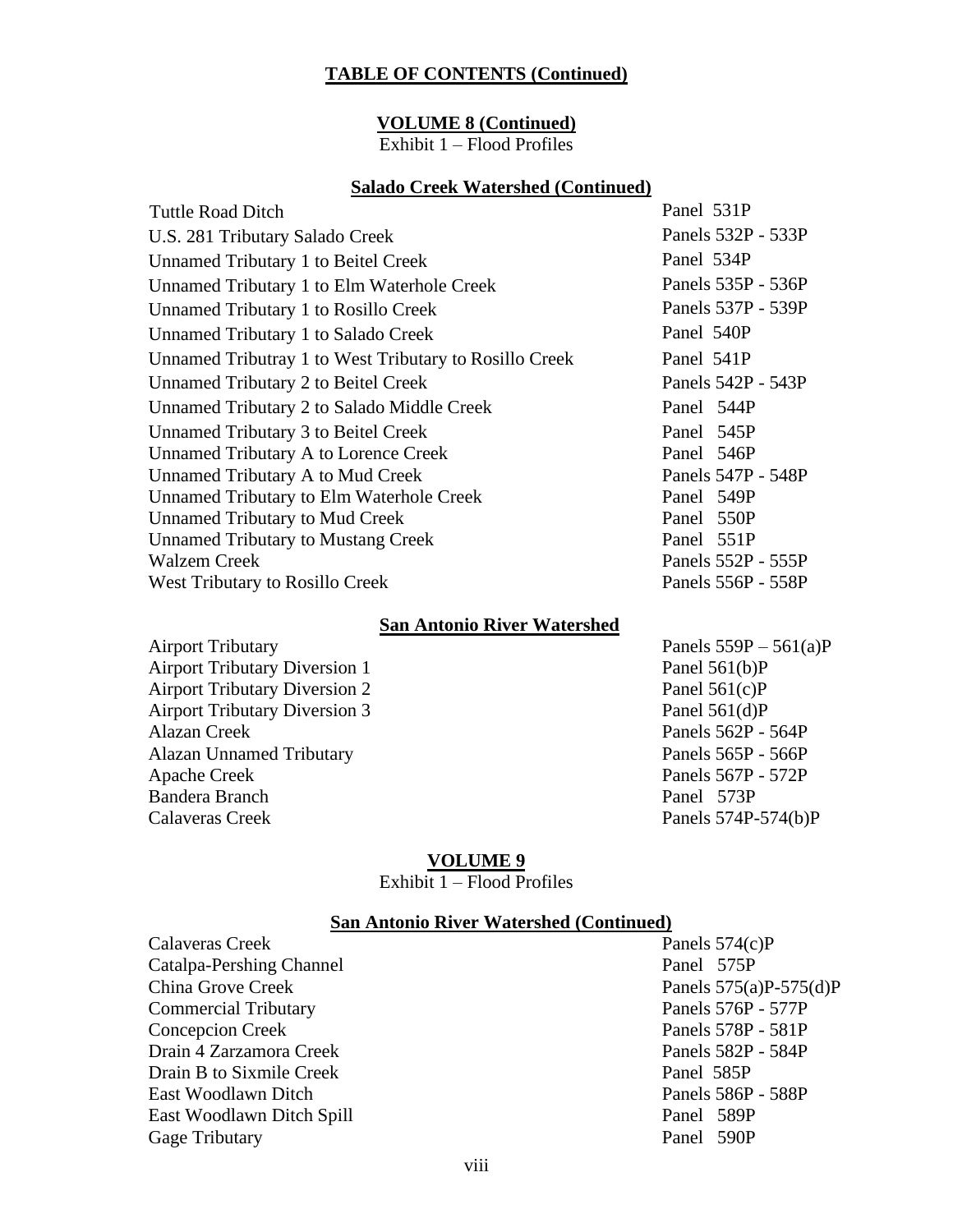## TABLE OF CONTENTS (Continued)

### VOLUME 8 (Continued)

Exhibit 1 – Flood Profiles

#### Salado Creek Watershed (Continued)

| | |
|---|---|
| Tuttle Road Ditch | Panel 531P |
| U.S. 281 Tributary Salado Creek | Panels 532P - 533P |
| Unnamed Tributary 1 to Beitel Creek | Panel 534P |
| Unnamed Tributary 1 to Elm Waterhole Creek | Panels 535P - 536P |
| Unnamed Tributary 1 to Rosillo Creek | Panels 537P - 539P |
| Unnamed Tributary 1 to Salado Creek | Panel 540P |
| Unnamed Tributray 1 to West Tributary to Rosillo Creek | Panel 541P |
| Unnamed Tributary 2 to Beitel Creek | Panels 542P - 543P |
| Unnamed Tributary 2 to Salado Middle Creek | Panel 544P |
| Unnamed Tributary 3 to Beitel Creek | Panel 545P |
| Unnamed Tributary A to Lorence Creek | Panel 546P |
| Unnamed Tributary A to Mud Creek | Panels 547P - 548P |
| Unnamed Tributary to Elm Waterhole Creek | Panel 549P |
| Unnamed Tributary to Mud Creek | Panel 550P |
| Unnamed Tributary to Mustang Creek | Panel 551P |
| Walzem Creek | Panels 552P - 555P |
| West Tributary to Rosillo Creek | Panels 556P - 558P |

#### San Antonio River Watershed

| | |
|---|---|
| Airport Tributary | Panels 559P – 561(a)P |
| Airport Tributary Diversion 1 | Panel 561(b)P |
| Airport Tributary Diversion 2 | Panel 561(c)P |
| Airport Tributary Diversion 3 | Panel 561(d)P |
| Alazan Creek | Panels 562P - 564P |
| Alazan Unnamed Tributary | Panels 565P - 566P |
| Apache Creek | Panels 567P - 572P |
| Bandera Branch | Panel 573P |
| Calaveras Creek | Panels 574P-574(b)P |

### VOLUME 9

Exhibit 1 – Flood Profiles

#### San Antonio River Watershed (Continued)

| | |
|---|---|
| Calaveras Creek | Panels 574(c)P |
| Catalpa-Pershing Channel | Panel 575P |
| China Grove Creek | Panels 575(a)P-575(d)P |
| Commercial Tributary | Panels 576P - 577P |
| Concepcion Creek | Panels 578P - 581P |
| Drain 4 Zarzamora Creek | Panels 582P - 584P |
| Drain B to Sixmile Creek | Panel 585P |
| East Woodlawn Ditch | Panels 586P - 588P |
| East Woodlawn Ditch Spill | Panel 589P |
| Gage Tributary | Panel 590P |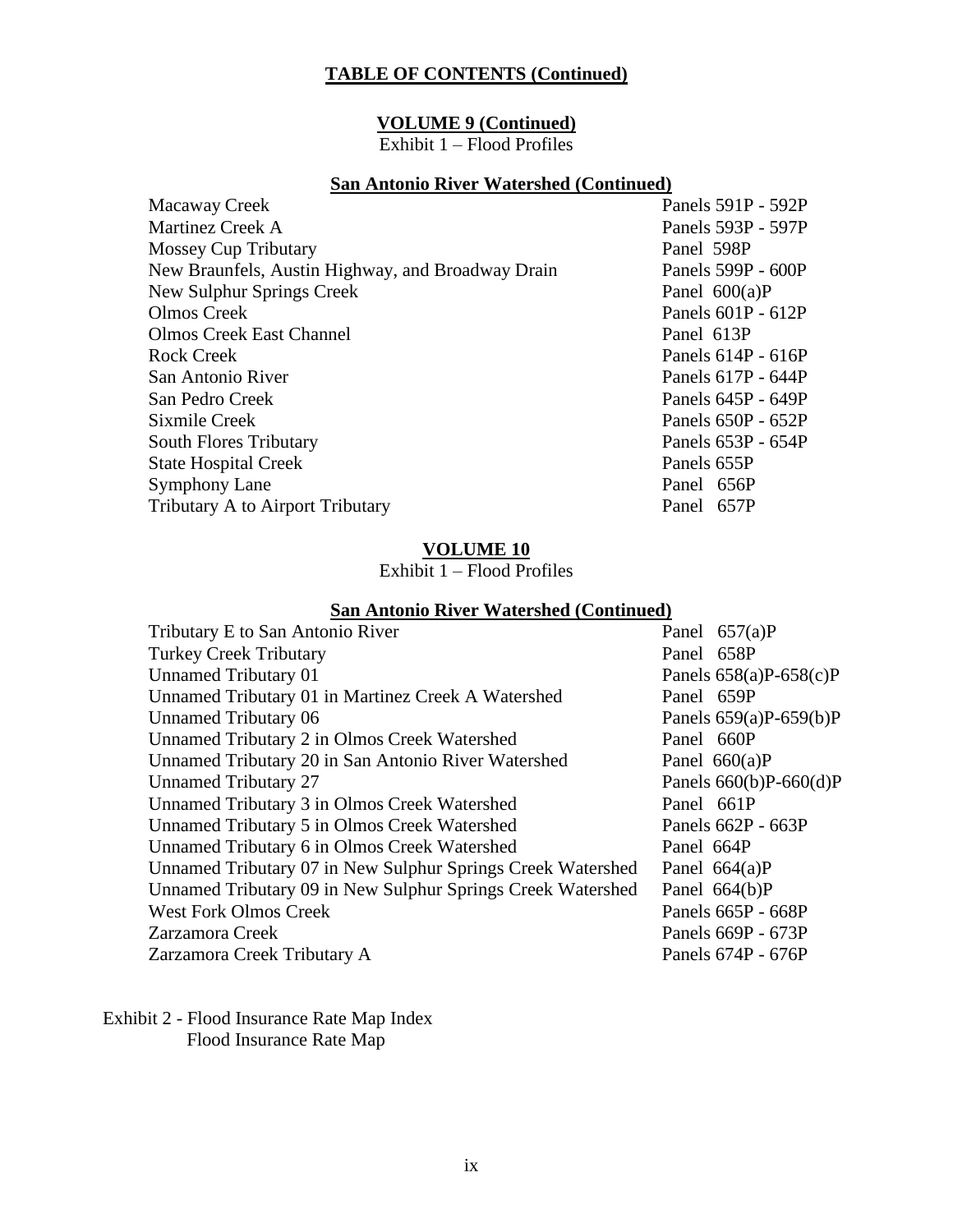## TABLE OF CONTENTS (Continued)

### VOLUME 9 (Continued)

Exhibit 1 – Flood Profiles

#### San Antonio River Watershed (Continued)

| | |
|---|---|
| Macaway Creek | Panels 591P - 592P |
| Martinez Creek A | Panels 593P - 597P |
| Mossey Cup Tributary | Panel 598P |
| New Braunfels, Austin Highway, and Broadway Drain | Panels 599P - 600P |
| New Sulphur Springs Creek | Panel 600(a)P |
| Olmos Creek | Panels 601P - 612P |
| Olmos Creek East Channel | Panel 613P |
| Rock Creek | Panels 614P - 616P |
| San Antonio River | Panels 617P - 644P |
| San Pedro Creek | Panels 645P - 649P |
| Sixmile Creek | Panels 650P - 652P |
| South Flores Tributary | Panels 653P - 654P |
| State Hospital Creek | Panels 655P |
| Symphony Lane | Panel 656P |
| Tributary A to Airport Tributary | Panel 657P |

### VOLUME 10

Exhibit 1 – Flood Profiles

#### San Antonio River Watershed (Continued)

| | |
|---|---|
| Tributary E to San Antonio River | Panel 657(a)P |
| Turkey Creek Tributary | Panel 658P |
| Unnamed Tributary 01 | Panels 658(a)P-658(c)P |
| Unnamed Tributary 01 in Martinez Creek A Watershed | Panel 659P |
| Unnamed Tributary 06 | Panels 659(a)P-659(b)P |
| Unnamed Tributary 2 in Olmos Creek Watershed | Panel 660P |
| Unnamed Tributary 20 in San Antonio River Watershed | Panel 660(a)P |
| Unnamed Tributary 27 | Panels 660(b)P-660(d)P |
| Unnamed Tributary 3 in Olmos Creek Watershed | Panel 661P |
| Unnamed Tributary 5 in Olmos Creek Watershed | Panels 662P - 663P |
| Unnamed Tributary 6 in Olmos Creek Watershed | Panel 664P |
| Unnamed Tributary 07 in New Sulphur Springs Creek Watershed | Panel 664(a)P |
| Unnamed Tributary 09 in New Sulphur Springs Creek Watershed | Panel 664(b)P |
| West Fork Olmos Creek | Panels 665P - 668P |
| Zarzamora Creek | Panels 669P - 673P |
| Zarzamora Creek Tributary A | Panels 674P - 676P |

Exhibit 2 - Flood Insurance Rate Map Index
Flood Insurance Rate Map